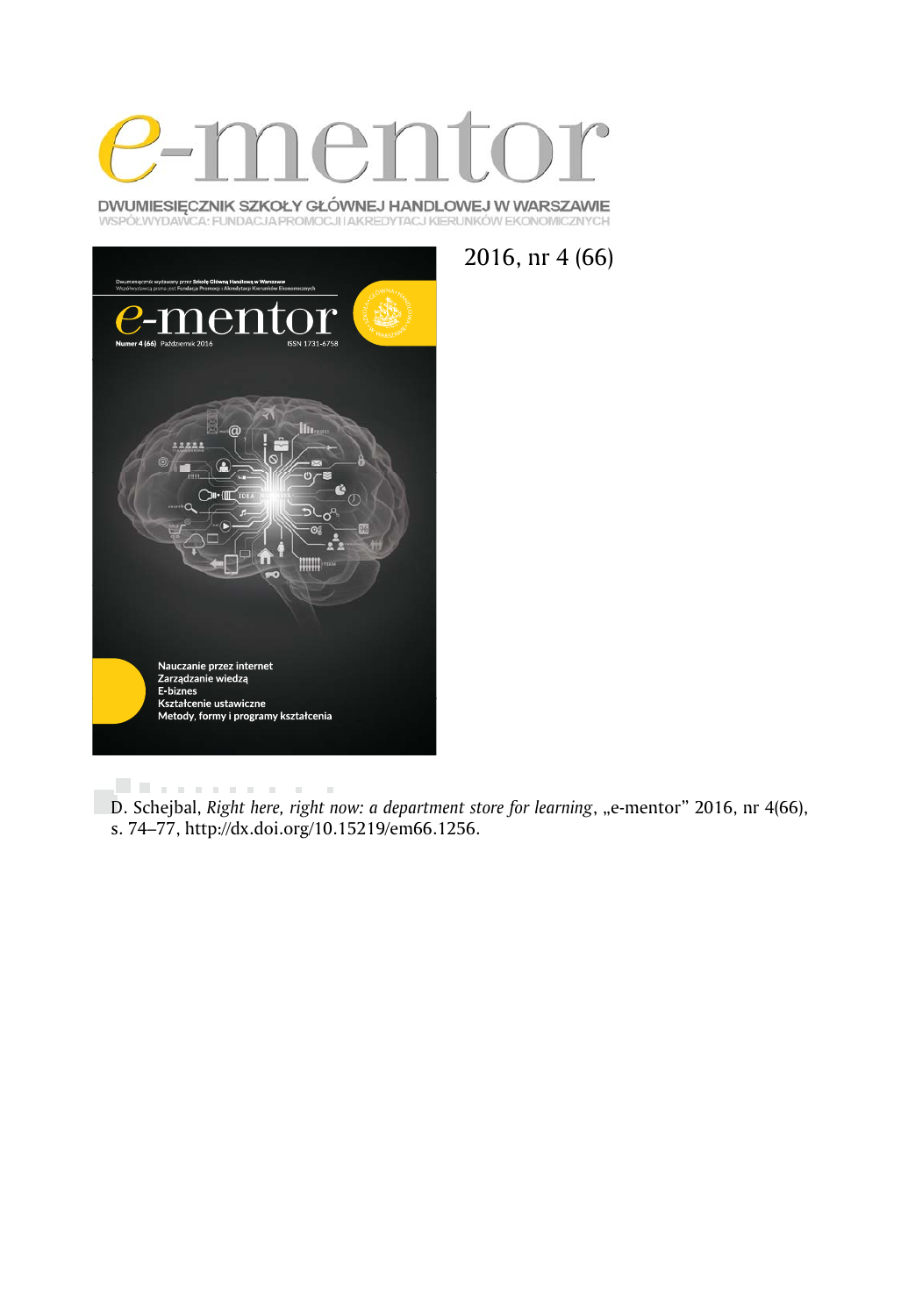# e-mentor

DWUMIESIĘCZNIK SZKOŁY GŁÓWNEJ HANDLOWEJ W WARSZAWIE
WSPÓŁWYDAWCA: FUNDACJA PROMOCJI I AKREDYTACJI KIERUNKÓW EKONOMICZNYCH

2016, nr 4 (66)

D. Schejbal, *Right here, right now: a department store for learning*, „e-mentor" 2016, nr 4(66), s. 74–77, http://dx.doi.org/10.15219/em66.1256.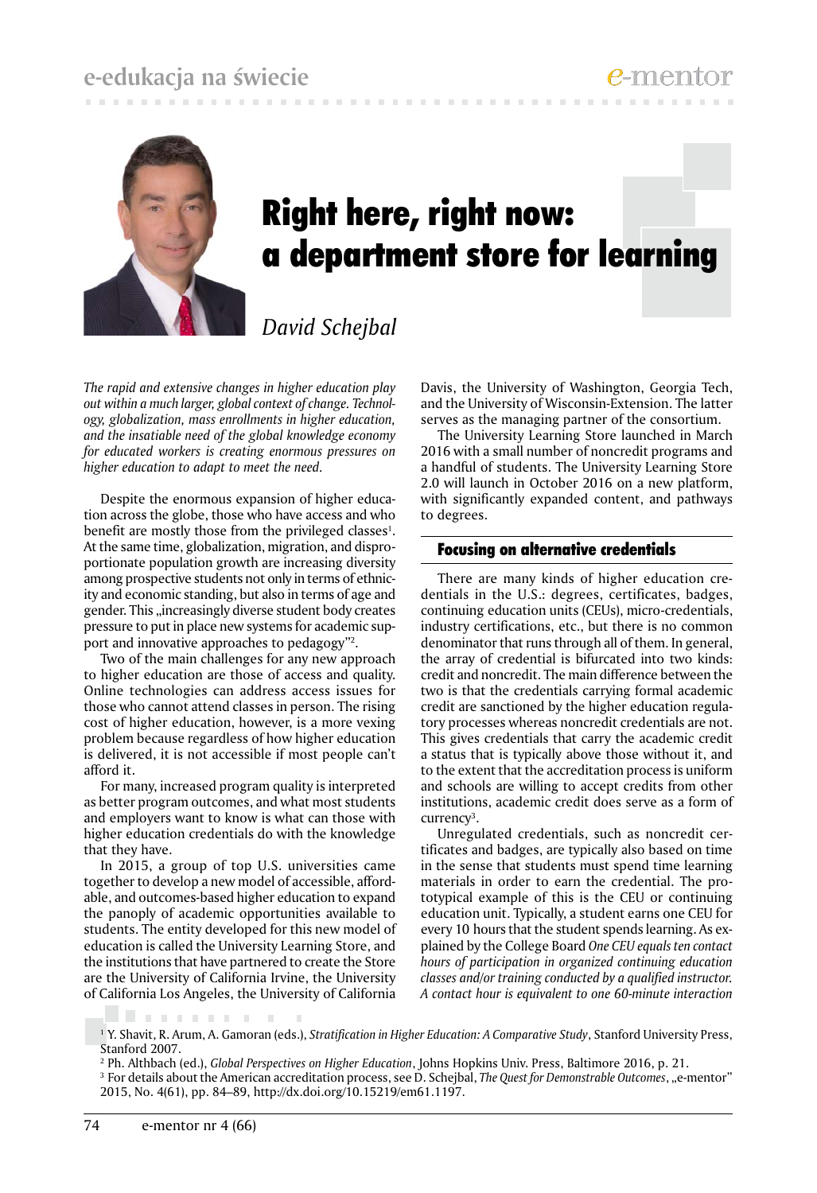# Right here, right now: a department store for learning

*David Schejbal*

*The rapid and extensive changes in higher education play out within a much larger, global context of change. Technology, globalization, mass enrollments in higher education, and the insatiable need of the global knowledge economy for educated workers is creating enormous pressures on higher education to adapt to meet the need.*

Despite the enormous expansion of higher education across the globe, those who have access and who benefit are mostly those from the privileged classes[1]. At the same time, globalization, migration, and disproportionate population growth are increasing diversity among prospective students not only in terms of ethnicity and economic standing, but also in terms of age and gender. This „increasingly diverse student body creates pressure to put in place new systems for academic support and innovative approaches to pedagogy"[2].

Two of the main challenges for any new approach to higher education are those of access and quality. Online technologies can address access issues for those who cannot attend classes in person. The rising cost of higher education, however, is a more vexing problem because regardless of how higher education is delivered, it is not accessible if most people can't afford it.

For many, increased program quality is interpreted as better program outcomes, and what most students and employers want to know is what can those with higher education credentials do with the knowledge that they have.

In 2015, a group of top U.S. universities came together to develop a new model of accessible, affordable, and outcomes-based higher education to expand the panoply of academic opportunities available to students. The entity developed for this new model of education is called the University Learning Store, and the institutions that have partnered to create the Store are the University of California Irvine, the University of California Los Angeles, the University of California Davis, the University of Washington, Georgia Tech, and the University of Wisconsin-Extension. The latter serves as the managing partner of the consortium.

The University Learning Store launched in March 2016 with a small number of noncredit programs and a handful of students. The University Learning Store 2.0 will launch in October 2016 on a new platform, with significantly expanded content, and pathways to degrees.

## Focusing on alternative credentials

There are many kinds of higher education credentials in the U.S.: degrees, certificates, badges, continuing education units (CEUs), micro-credentials, industry certifications, etc., but there is no common denominator that runs through all of them. In general, the array of credential is bifurcated into two kinds: credit and noncredit. The main difference between the two is that the credentials carrying formal academic credit are sanctioned by the higher education regulatory processes whereas noncredit credentials are not. This gives credentials that carry the academic credit a status that is typically above those without it, and to the extent that the accreditation process is uniform and schools are willing to accept credits from other institutions, academic credit does serve as a form of currency[3].

Unregulated credentials, such as noncredit certificates and badges, are typically also based on time in the sense that students must spend time learning materials in order to earn the credential. The prototypical example of this is the CEU or continuing education unit. Typically, a student earns one CEU for every 10 hours that the student spends learning. As explained by the College Board *One CEU equals ten contact hours of participation in organized continuing education classes and/or training conducted by a qualified instructor. A contact hour is equivalent to one 60-minute interaction*

---

[1] Y. Shavit, R. Arum, A. Gamoran (eds.), *Stratification in Higher Education: A Comparative Study*, Stanford University Press, Stanford 2007.

[2] Ph. Althbach (ed.), *Global Perspectives on Higher Education*, Johns Hopkins Univ. Press, Baltimore 2016, p. 21.

[3] For details about the American accreditation process, see D. Schejbal, *The Quest for Demonstrable Outcomes*, „e-mentor" 2015, No. 4(61), pp. 84–89, http://dx.doi.org/10.15219/em61.1197.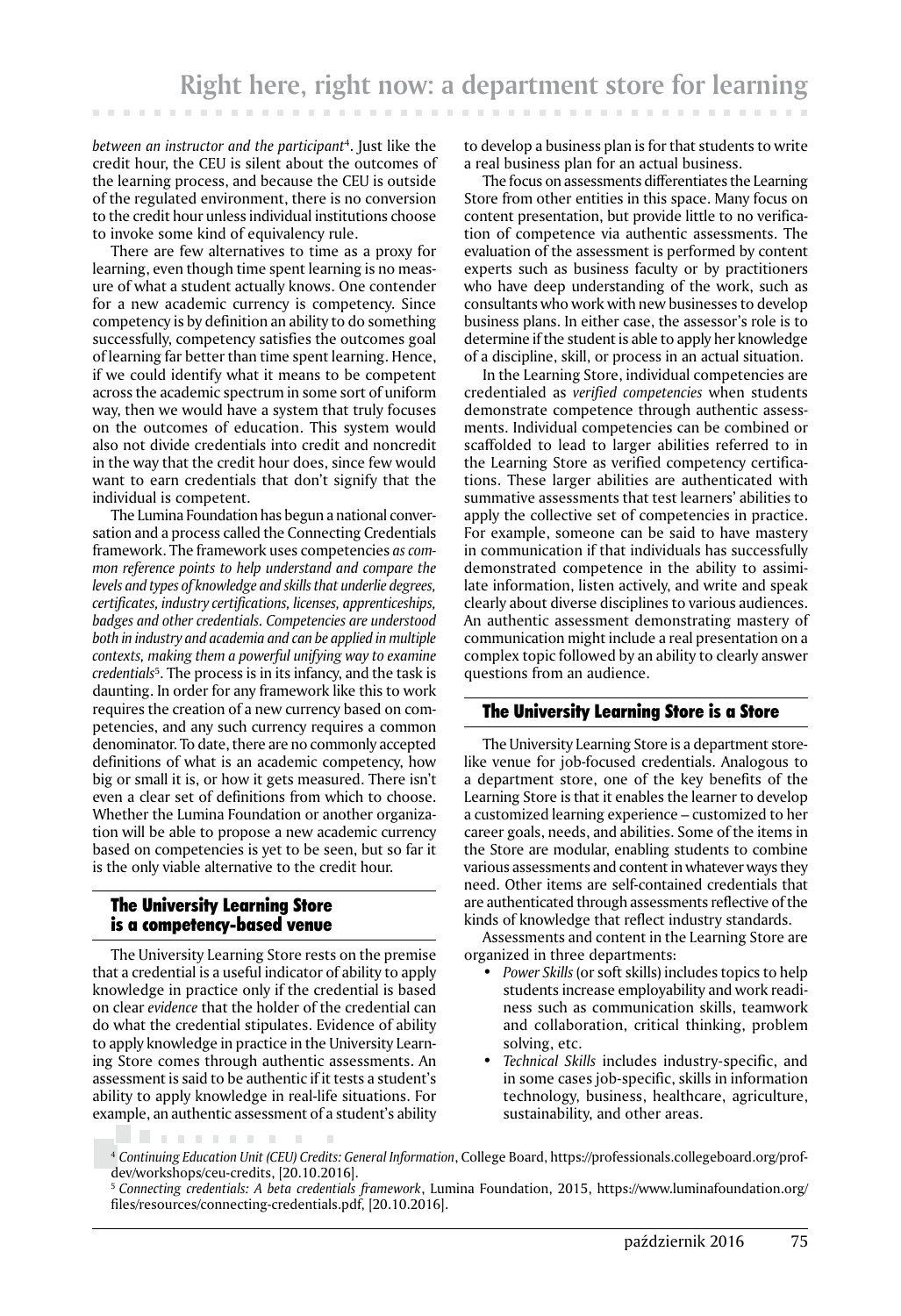*between an instructor and the participant*[4]. Just like the credit hour, the CEU is silent about the outcomes of the learning process, and because the CEU is outside of the regulated environment, there is no conversion to the credit hour unless individual institutions choose to invoke some kind of equivalency rule.

There are few alternatives to time as a proxy for learning, even though time spent learning is no measure of what a student actually knows. One contender for a new academic currency is competency. Since competency is by definition an ability to do something successfully, competency satisfies the outcomes goal of learning far better than time spent learning. Hence, if we could identify what it means to be competent across the academic spectrum in some sort of uniform way, then we would have a system that truly focuses on the outcomes of education. This system would also not divide credentials into credit and noncredit in the way that the credit hour does, since few would want to earn credentials that don't signify that the individual is competent.

The Lumina Foundation has begun a national conversation and a process called the Connecting Credentials framework. The framework uses competencies *as common reference points to help understand and compare the levels and types of knowledge and skills that underlie degrees, certificates, industry certifications, licenses, apprenticeships, badges and other credentials. Competencies are understood both in industry and academia and can be applied in multiple contexts, making them a powerful unifying way to examine credentials*[5]. The process is in its infancy, and the task is daunting. In order for any framework like this to work requires the creation of a new currency based on competencies, and any such currency requires a common denominator. To date, there are no commonly accepted definitions of what is an academic competency, how big or small it is, or how it gets measured. There isn't even a clear set of definitions from which to choose. Whether the Lumina Foundation or another organization will be able to propose a new academic currency based on competencies is yet to be seen, but so far it is the only viable alternative to the credit hour.

## The University Learning Store is a competency-based venue

The University Learning Store rests on the premise that a credential is a useful indicator of ability to apply knowledge in practice only if the credential is based on clear *evidence* that the holder of the credential can do what the credential stipulates. Evidence of ability to apply knowledge in practice in the University Learning Store comes through authentic assessments. An assessment is said to be authentic if it tests a student's ability to apply knowledge in real-life situations. For example, an authentic assessment of a student's ability to develop a business plan is for that students to write a real business plan for an actual business.

The focus on assessments differentiates the Learning Store from other entities in this space. Many focus on content presentation, but provide little to no verification of competence via authentic assessments. The evaluation of the assessment is performed by content experts such as business faculty or by practitioners who have deep understanding of the work, such as consultants who work with new businesses to develop business plans. In either case, the assessor's role is to determine if the student is able to apply her knowledge of a discipline, skill, or process in an actual situation.

In the Learning Store, individual competencies are credentialed as *verified competencies* when students demonstrate competence through authentic assessments. Individual competencies can be combined or scaffolded to lead to larger abilities referred to in the Learning Store as verified competency certifications. These larger abilities are authenticated with summative assessments that test learners' abilities to apply the collective set of competencies in practice. For example, someone can be said to have mastery in communication if that individuals has successfully demonstrated competence in the ability to assimilate information, listen actively, and write and speak clearly about diverse disciplines to various audiences. An authentic assessment demonstrating mastery of communication might include a real presentation on a complex topic followed by an ability to clearly answer questions from an audience.

## The University Learning Store is a Store

The University Learning Store is a department store-like venue for job-focused credentials. Analogous to a department store, one of the key benefits of the Learning Store is that it enables the learner to develop a customized learning experience – customized to her career goals, needs, and abilities. Some of the items in the Store are modular, enabling students to combine various assessments and content in whatever ways they need. Other items are self-contained credentials that are authenticated through assessments reflective of the kinds of knowledge that reflect industry standards.

Assessments and content in the Learning Store are organized in three departments:

- *Power Skills* (or soft skills) includes topics to help students increase employability and work readiness such as communication skills, teamwork and collaboration, critical thinking, problem solving, etc.
- *Technical Skills* includes industry-specific, and in some cases job-specific, skills in information technology, business, healthcare, agriculture, sustainability, and other areas.

---

[4] *Continuing Education Unit (CEU) Credits: General Information*, College Board, https://professionals.collegeboard.org/prof-dev/workshops/ceu-credits, [20.10.2016].

[5] *Connecting credentials: A beta credentials framework*, Lumina Foundation, 2015, https://www.luminafoundation.org/files/resources/connecting-credentials.pdf, [20.10.2016].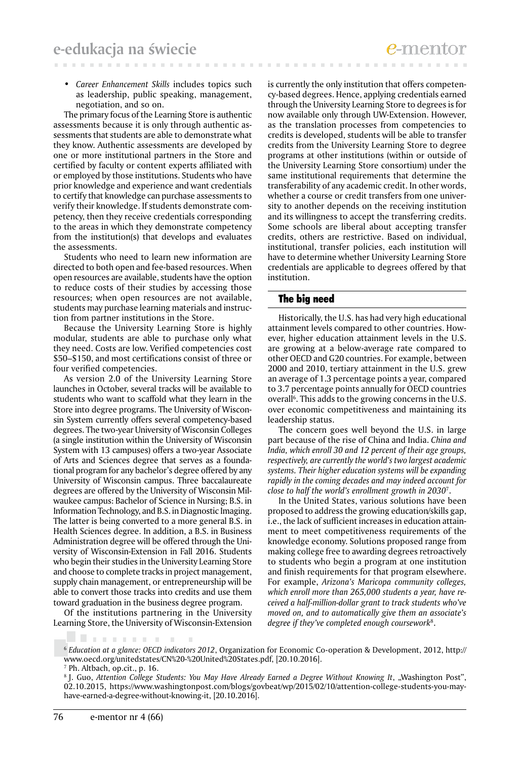- *Career Enhancement Skills* includes topics such as leadership, public speaking, management, negotiation, and so on.

The primary focus of the Learning Store is authentic assessments because it is only through authentic assessments that students are able to demonstrate what they know. Authentic assessments are developed by one or more institutional partners in the Store and certified by faculty or content experts affiliated with or employed by those institutions. Students who have prior knowledge and experience and want credentials to certify that knowledge can purchase assessments to verify their knowledge. If students demonstrate competency, then they receive credentials corresponding to the areas in which they demonstrate competency from the institution(s) that develops and evaluates the assessments.

Students who need to learn new information are directed to both open and fee-based resources. When open resources are available, students have the option to reduce costs of their studies by accessing those resources; when open resources are not available, students may purchase learning materials and instruction from partner institutions in the Store.

Because the University Learning Store is highly modular, students are able to purchase only what they need. Costs are low. Verified competencies cost \$50–\$150, and most certifications consist of three or four verified competencies.

As version 2.0 of the University Learning Store launches in October, several tracks will be available to students who want to scaffold what they learn in the Store into degree programs. The University of Wisconsin System currently offers several competency-based degrees. The two-year University of Wisconsin Colleges (a single institution within the University of Wisconsin System with 13 campuses) offers a two-year Associate of Arts and Sciences degree that serves as a foundational program for any bachelor's degree offered by any University of Wisconsin campus. Three baccalaureate degrees are offered by the University of Wisconsin Milwaukee campus: Bachelor of Science in Nursing; B.S. in Information Technology, and B.S. in Diagnostic Imaging. The latter is being converted to a more general B.S. in Health Sciences degree. In addition, a B.S. in Business Administration degree will be offered through the University of Wisconsin-Extension in Fall 2016. Students who begin their studies in the University Learning Store and choose to complete tracks in project management, supply chain management, or entrepreneurship will be able to convert those tracks into credits and use them toward graduation in the business degree program.

Of the institutions partnering in the University Learning Store, the University of Wisconsin-Extension is currently the only institution that offers competency-based degrees. Hence, applying credentials earned through the University Learning Store to degrees is for now available only through UW-Extension. However, as the translation processes from competencies to credits is developed, students will be able to transfer credits from the University Learning Store to degree programs at other institutions (within or outside of the University Learning Store consortium) under the same institutional requirements that determine the transferability of any academic credit. In other words, whether a course or credit transfers from one university to another depends on the receiving institution and its willingness to accept the transferring credits. Some schools are liberal about accepting transfer credits, others are restrictive. Based on individual, institutional, transfer policies, each institution will have to determine whether University Learning Store credentials are applicable to degrees offered by that institution.

## The big need

Historically, the U.S. has had very high educational attainment levels compared to other countries. However, higher education attainment levels in the U.S. are growing at a below-average rate compared to other OECD and G20 countries. For example, between 2000 and 2010, tertiary attainment in the U.S. grew an average of 1.3 percentage points a year, compared to 3.7 percentage points annually for OECD countries overall[6]. This adds to the growing concerns in the U.S. over economic competitiveness and maintaining its leadership status.

The concern goes well beyond the U.S. in large part because of the rise of China and India. *China and India, which enroll 30 and 12 percent of their age groups, respectively, are currently the world's two largest academic systems. Their higher education systems will be expanding rapidly in the coming decades and may indeed account for close to half the world's enrollment growth in 2030*[7].

In the United States, various solutions have been proposed to address the growing education/skills gap, i.e., the lack of sufficient increases in education attainment to meet competitiveness requirements of the knowledge economy. Solutions proposed range from making college free to awarding degrees retroactively to students who begin a program at one institution and finish requirements for that program elsewhere. For example, *Arizona's Maricopa community colleges, which enroll more than 265,000 students a year, have received a half-million-dollar grant to track students who've moved on, and to automatically give them an associate's degree if they've completed enough coursework*[8].

[6] *Education at a glance: OECD indicators 2012*, Organization for Economic Co-operation & Development, 2012, http://www.oecd.org/unitedstates/CN%20-%20United%20States.pdf, [20.10.2016].

[7] Ph. Altbach, op.cit., p. 16.

[8] J. Guo, *Attention College Students: You May Have Already Earned a Degree Without Knowing It*, „Washington Post", 02.10.2015, https://www.washingtonpost.com/blogs/govbeat/wp/2015/02/10/attention-college-students-you-may-have-earned-a-degree-without-knowing-it, [20.10.2016].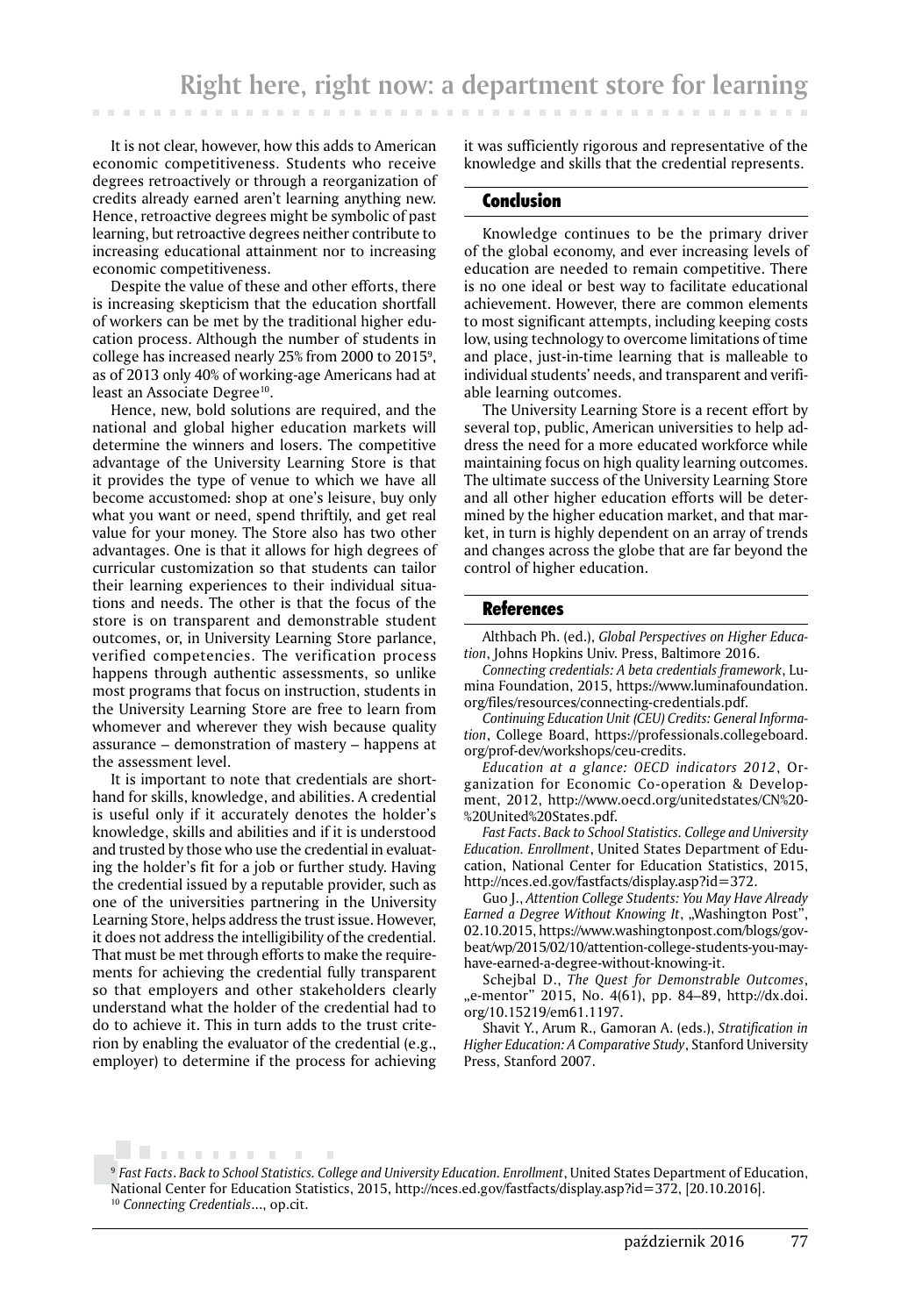It is not clear, however, how this adds to American economic competitiveness. Students who receive degrees retroactively or through a reorganization of credits already earned aren't learning anything new. Hence, retroactive degrees might be symbolic of past learning, but retroactive degrees neither contribute to increasing educational attainment nor to increasing economic competitiveness.

Despite the value of these and other efforts, there is increasing skepticism that the education shortfall of workers can be met by the traditional higher education process. Although the number of students in college has increased nearly 25% from 2000 to 2015[9], as of 2013 only 40% of working-age Americans had at least an Associate Degree[10].

Hence, new, bold solutions are required, and the national and global higher education markets will determine the winners and losers. The competitive advantage of the University Learning Store is that it provides the type of venue to which we have all become accustomed: shop at one's leisure, buy only what you want or need, spend thriftily, and get real value for your money. The Store also has two other advantages. One is that it allows for high degrees of curricular customization so that students can tailor their learning experiences to their individual situations and needs. The other is that the focus of the store is on transparent and demonstrable student outcomes, or, in University Learning Store parlance, verified competencies. The verification process happens through authentic assessments, so unlike most programs that focus on instruction, students in the University Learning Store are free to learn from whomever and wherever they wish because quality assurance – demonstration of mastery – happens at the assessment level.

It is important to note that credentials are shorthand for skills, knowledge, and abilities. A credential is useful only if it accurately denotes the holder's knowledge, skills and abilities and if it is understood and trusted by those who use the credential in evaluating the holder's fit for a job or further study. Having the credential issued by a reputable provider, such as one of the universities partnering in the University Learning Store, helps address the trust issue. However, it does not address the intelligibility of the credential. That must be met through efforts to make the requirements for achieving the credential fully transparent so that employers and other stakeholders clearly understand what the holder of the credential had to do to achieve it. This in turn adds to the trust criterion by enabling the evaluator of the credential (e.g., employer) to determine if the process for achieving it was sufficiently rigorous and representative of the knowledge and skills that the credential represents.

## Conclusion

Knowledge continues to be the primary driver of the global economy, and ever increasing levels of education are needed to remain competitive. There is no one ideal or best way to facilitate educational achievement. However, there are common elements to most significant attempts, including keeping costs low, using technology to overcome limitations of time and place, just-in-time learning that is malleable to individual students' needs, and transparent and verifiable learning outcomes.

The University Learning Store is a recent effort by several top, public, American universities to help address the need for a more educated workforce while maintaining focus on high quality learning outcomes. The ultimate success of the University Learning Store and all other higher education efforts will be determined by the higher education market, and that market, in turn is highly dependent on an array of trends and changes across the globe that are far beyond the control of higher education.

## References

Althbach Ph. (ed.), *Global Perspectives on Higher Education*, Johns Hopkins Univ. Press, Baltimore 2016.

*Connecting credentials: A beta credentials framework*, Lumina Foundation, 2015, https://www.luminafoundation.org/files/resources/connecting-credentials.pdf.

*Continuing Education Unit (CEU) Credits: General Information*, College Board, https://professionals.collegeboard.org/prof-dev/workshops/ceu-credits.

*Education at a glance: OECD indicators 2012*, Organization for Economic Co-operation & Development, 2012, http://www.oecd.org/unitedstates/CN%20-%20United%20States.pdf.

*Fast Facts. Back to School Statistics. College and University Education. Enrollment*, United States Department of Education, National Center for Education Statistics, 2015, http://nces.ed.gov/fastfacts/display.asp?id=372.

Guo J., *Attention College Students: You May Have Already Earned a Degree Without Knowing It*, „Washington Post", 02.10.2015, https://www.washingtonpost.com/blogs/govbeat/wp/2015/02/10/attention-college-students-you-may-have-earned-a-degree-without-knowing-it.

Schejbal D., *The Quest for Demonstrable Outcomes*, „e-mentor" 2015, No. 4(61), pp. 84–89, http://dx.doi.org/10.15219/em61.1197.

Shavit Y., Arum R., Gamoran A. (eds.), *Stratification in Higher Education: A Comparative Study*, Stanford University Press, Stanford 2007.

---

[9] *Fast Facts. Back to School Statistics. College and University Education. Enrollment*, United States Department of Education, National Center for Education Statistics, 2015, http://nces.ed.gov/fastfacts/display.asp?id=372, [20.10.2016].

[10] *Connecting Credentials*..., op.cit.